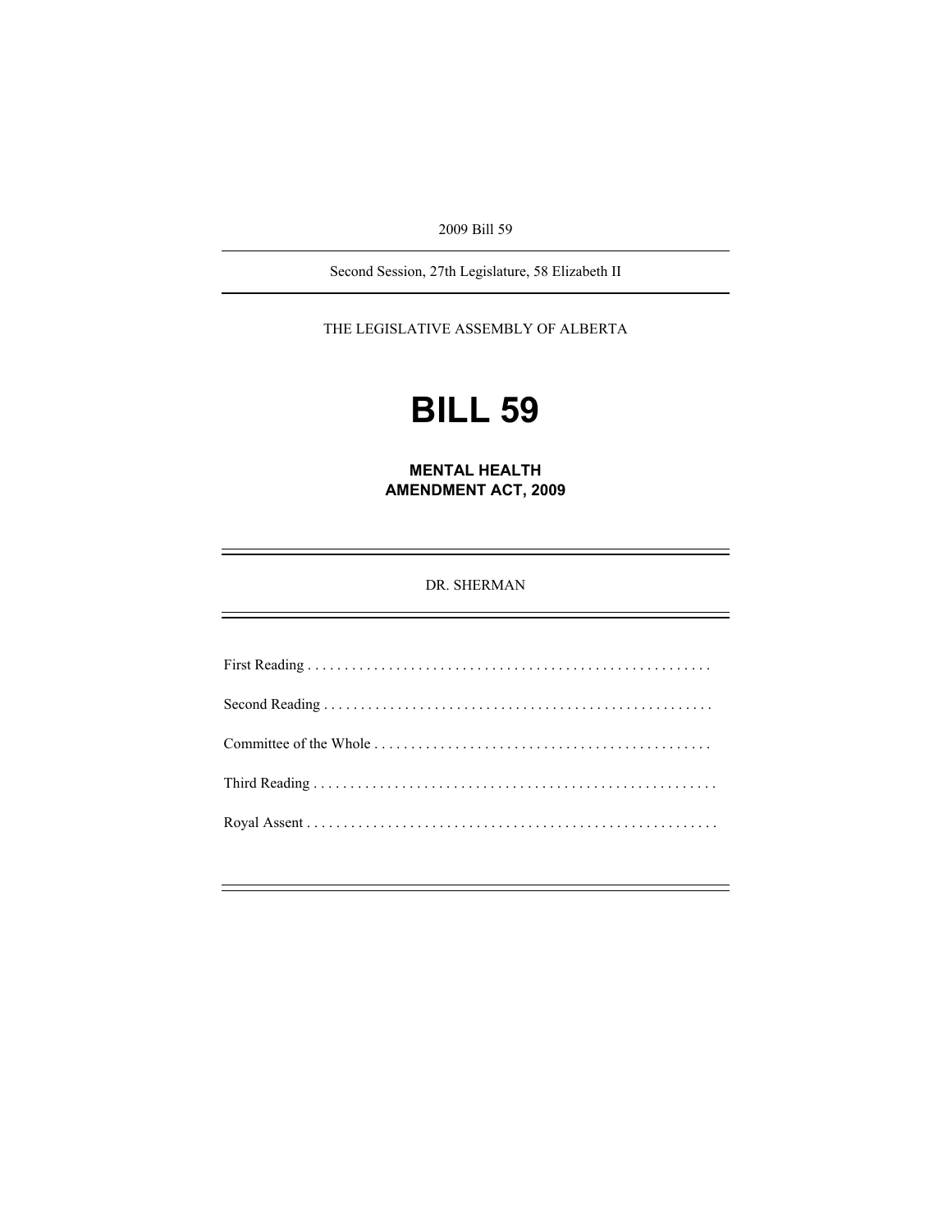2009 Bill 59

Second Session, 27th Legislature, 58 Elizabeth II

THE LEGISLATIVE ASSEMBLY OF ALBERTA

# BILL 59

## MENTAL HEALTH AMENDMENT ACT, 2009

DR. SHERMAN

First Reading . . . . . . . . . . . . . . . . . . . . . . . . . . . . . . . . . . . . . . . . . . . . . . . . . . . . . .

Second Reading . . . . . . . . . . . . . . . . . . . . . . . . . . . . . . . . . . . . . . . . . . . . . . . . . . . .

Committee of the Whole . . . . . . . . . . . . . . . . . . . . . . . . . . . . . . . . . . . . . . . . . . . . .

Third Reading . . . . . . . . . . . . . . . . . . . . . . . . . . . . . . . . . . . . . . . . . . . . . . . . . . . . . .

Royal Assent . . . . . . . . . . . . . . . . . . . . . . . . . . . . . . . . . . . . . . . . . . . . . . . . . . . . . . .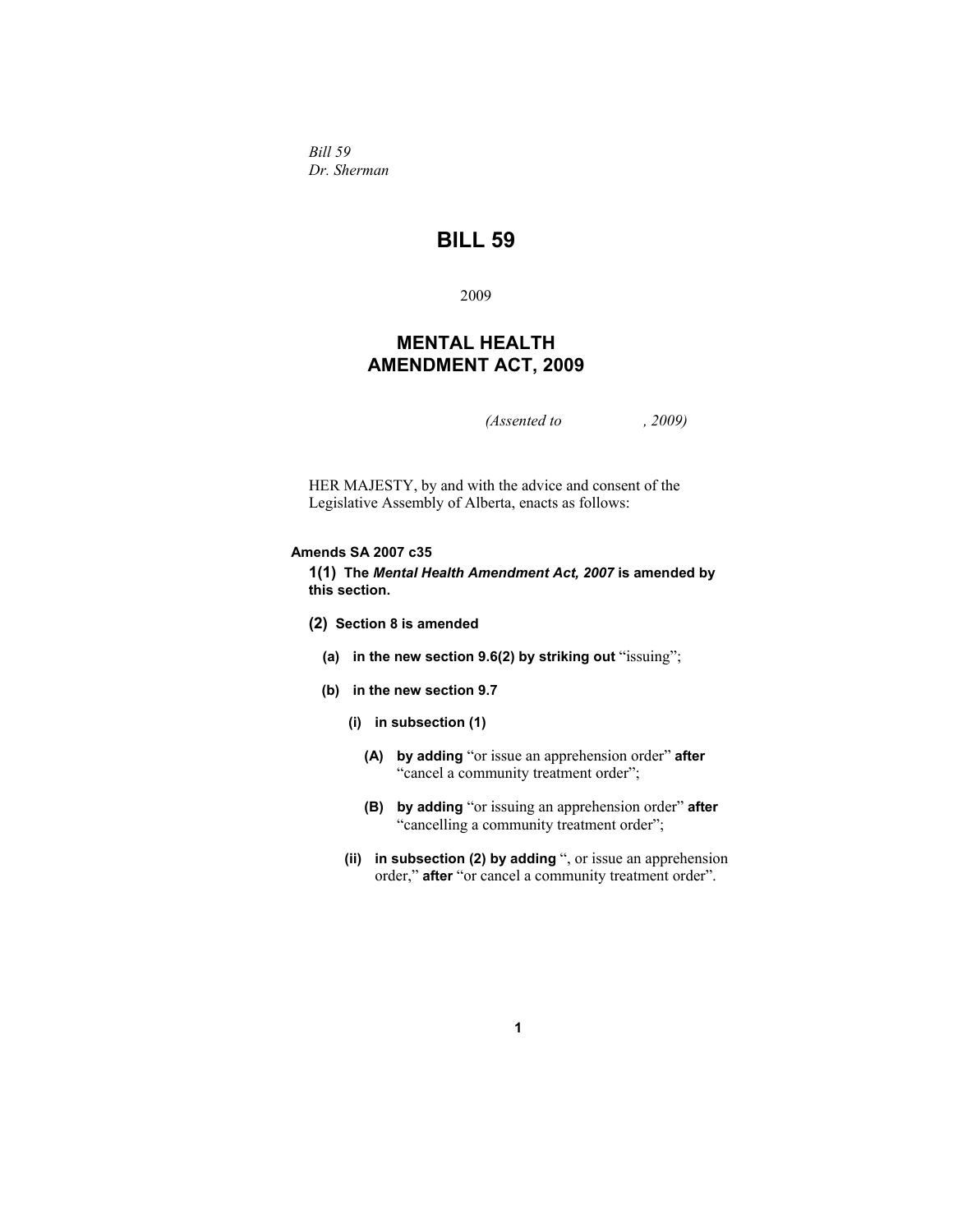*Bill 59*
*Dr. Sherman*

# BILL 59

2009

## MENTAL HEALTH AMENDMENT ACT, 2009

*(Assented to , 2009)*

HER MAJESTY, by and with the advice and consent of the Legislative Assembly of Alberta, enacts as follows:

**Amends SA 2007 c35**

**1(1) The *Mental Health Amendment Act, 2007* is amended by this section.**

**(2) Section 8 is amended**

**(a) in the new section 9.6(2) by striking out** "issuing";

**(b) in the new section 9.7**

**(i) in subsection (1)**

**(A) by adding** "or issue an apprehension order" **after** "cancel a community treatment order";

**(B) by adding** "or issuing an apprehension order" **after** "cancelling a community treatment order";

**(ii) in subsection (2) by adding** ", or issue an apprehension order," **after** "or cancel a community treatment order".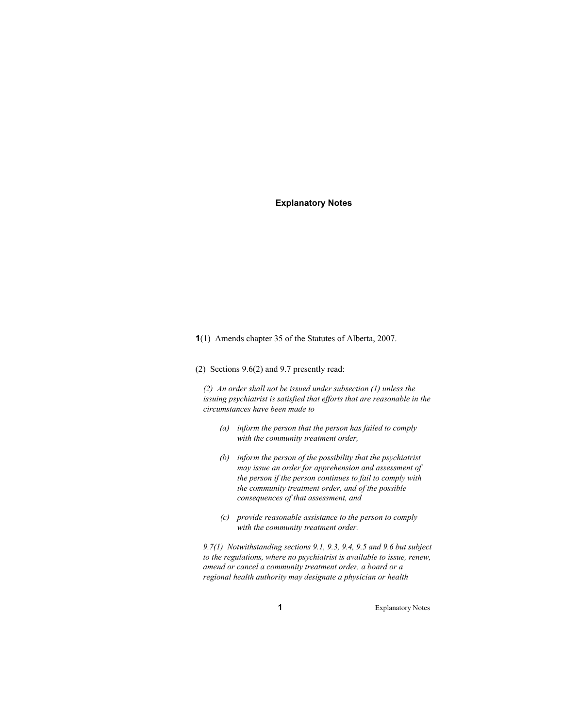# Explanatory Notes

**1**(1) Amends chapter 35 of the Statutes of Alberta, 2007.

(2) Sections 9.6(2) and 9.7 presently read:

*(2) An order shall not be issued under subsection (1) unless the issuing psychiatrist is satisfied that efforts that are reasonable in the circumstances have been made to*

*(a) inform the person that the person has failed to comply with the community treatment order,*

*(b) inform the person of the possibility that the psychiatrist may issue an order for apprehension and assessment of the person if the person continues to fail to comply with the community treatment order, and of the possible consequences of that assessment, and*

*(c) provide reasonable assistance to the person to comply with the community treatment order.*

*9.7(1) Notwithstanding sections 9.1, 9.3, 9.4, 9.5 and 9.6 but subject to the regulations, where no psychiatrist is available to issue, renew, amend or cancel a community treatment order, a board or a regional health authority may designate a physician or health*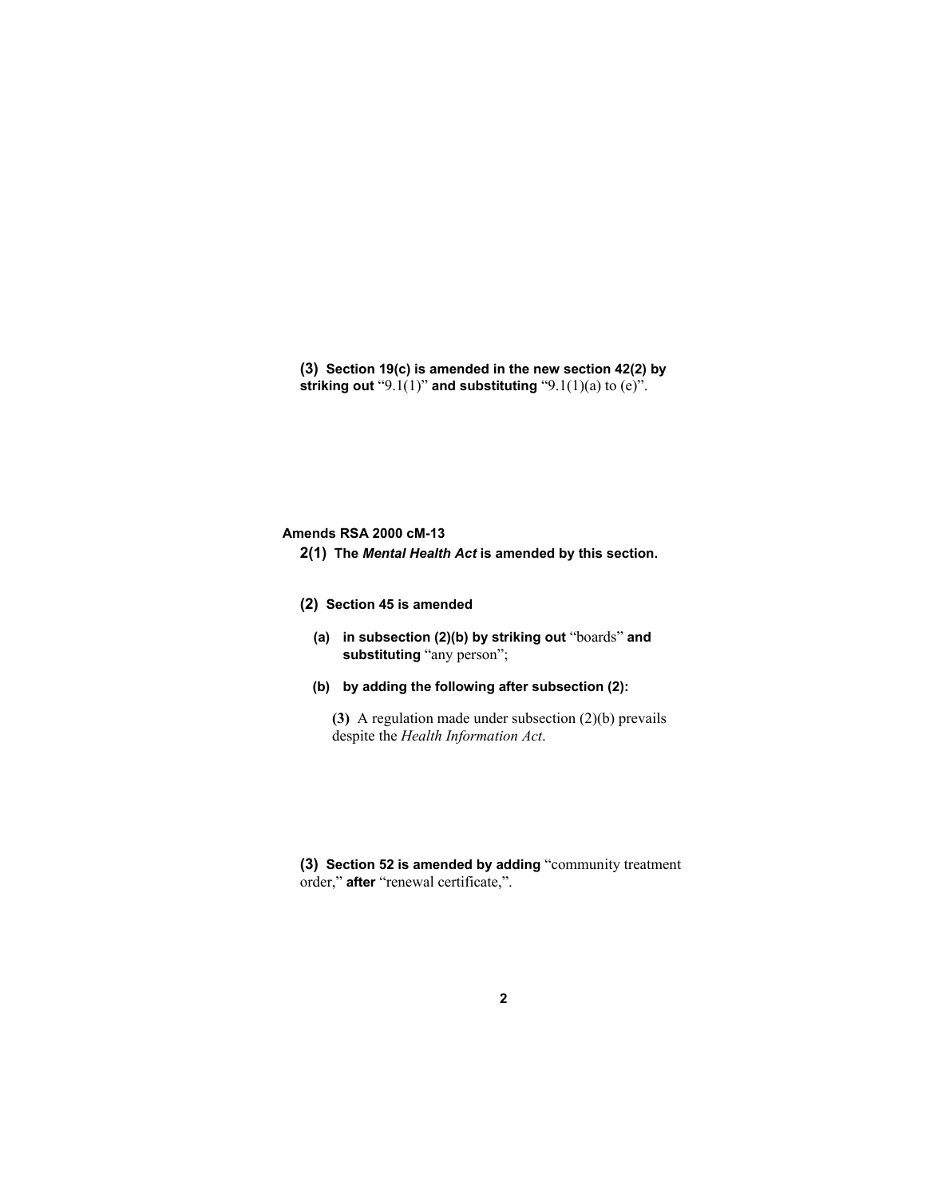**(3)** **Section 19(c) is amended in the new section 42(2) by striking out** "9.1(1)" **and substituting** "9.1(1)(a) to (e)".

**Amends RSA 2000 cM-13**

**2(1)** **The *Mental Health Act* is amended by this section.**

**(2)** **Section 45 is amended**

**(a)** **in subsection (2)(b) by striking out** "boards" **and substituting** "any person";

**(b)** **by adding the following after subsection (2):**

**(3)** A regulation made under subsection (2)(b) prevails despite the *Health Information Act*.

**(3)** **Section 52 is amended by adding** "community treatment order," **after** "renewal certificate,".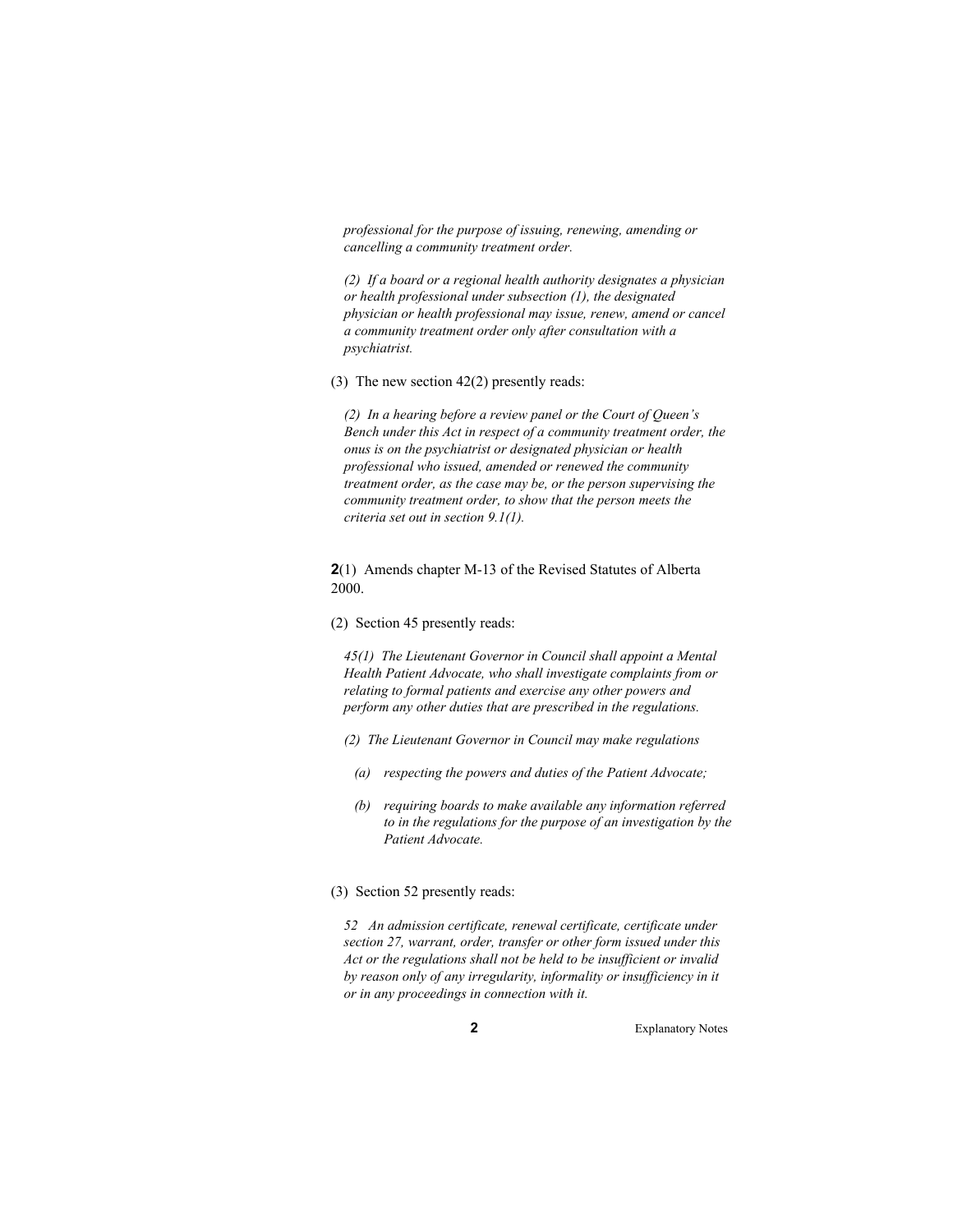*professional for the purpose of issuing, renewing, amending or cancelling a community treatment order.*

*(2) If a board or a regional health authority designates a physician or health professional under subsection (1), the designated physician or health professional may issue, renew, amend or cancel a community treatment order only after consultation with a psychiatrist.*

(3) The new section 42(2) presently reads:

*(2) In a hearing before a review panel or the Court of Queen's Bench under this Act in respect of a community treatment order, the onus is on the psychiatrist or designated physician or health professional who issued, amended or renewed the community treatment order, as the case may be, or the person supervising the community treatment order, to show that the person meets the criteria set out in section 9.1(1).*

**2**(1) Amends chapter M-13 of the Revised Statutes of Alberta 2000.

(2) Section 45 presently reads:

*45(1) The Lieutenant Governor in Council shall appoint a Mental Health Patient Advocate, who shall investigate complaints from or relating to formal patients and exercise any other powers and perform any other duties that are prescribed in the regulations.*

*(2) The Lieutenant Governor in Council may make regulations*

*(a) respecting the powers and duties of the Patient Advocate;*

*(b) requiring boards to make available any information referred to in the regulations for the purpose of an investigation by the Patient Advocate.*

(3) Section 52 presently reads:

*52 An admission certificate, renewal certificate, certificate under section 27, warrant, order, transfer or other form issued under this Act or the regulations shall not be held to be insufficient or invalid by reason only of any irregularity, informality or insufficiency in it or in any proceedings in connection with it.*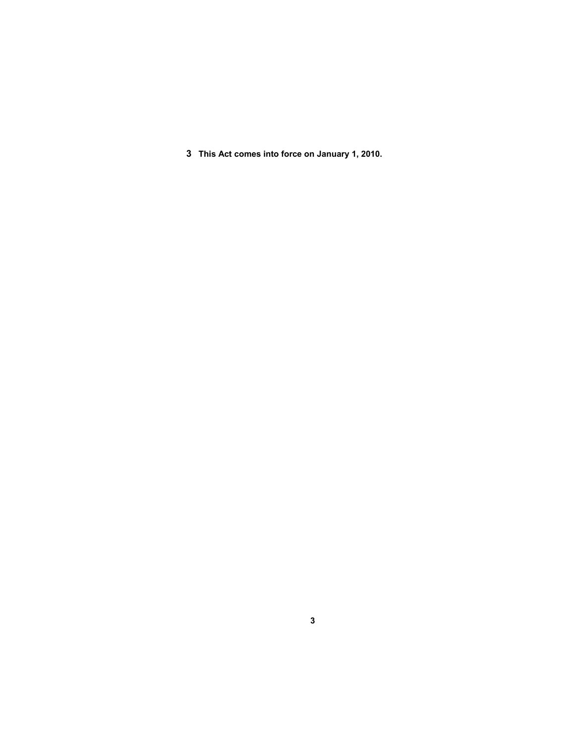**3 This Act comes into force on January 1, 2010.**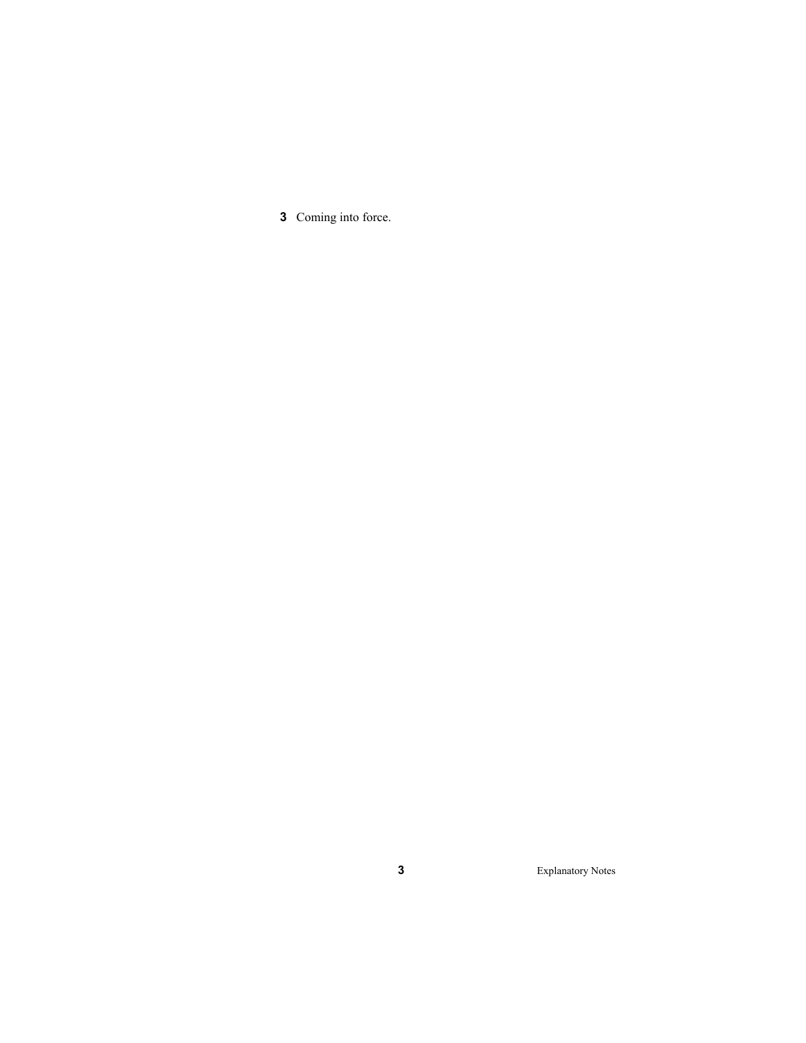**3** Coming into force.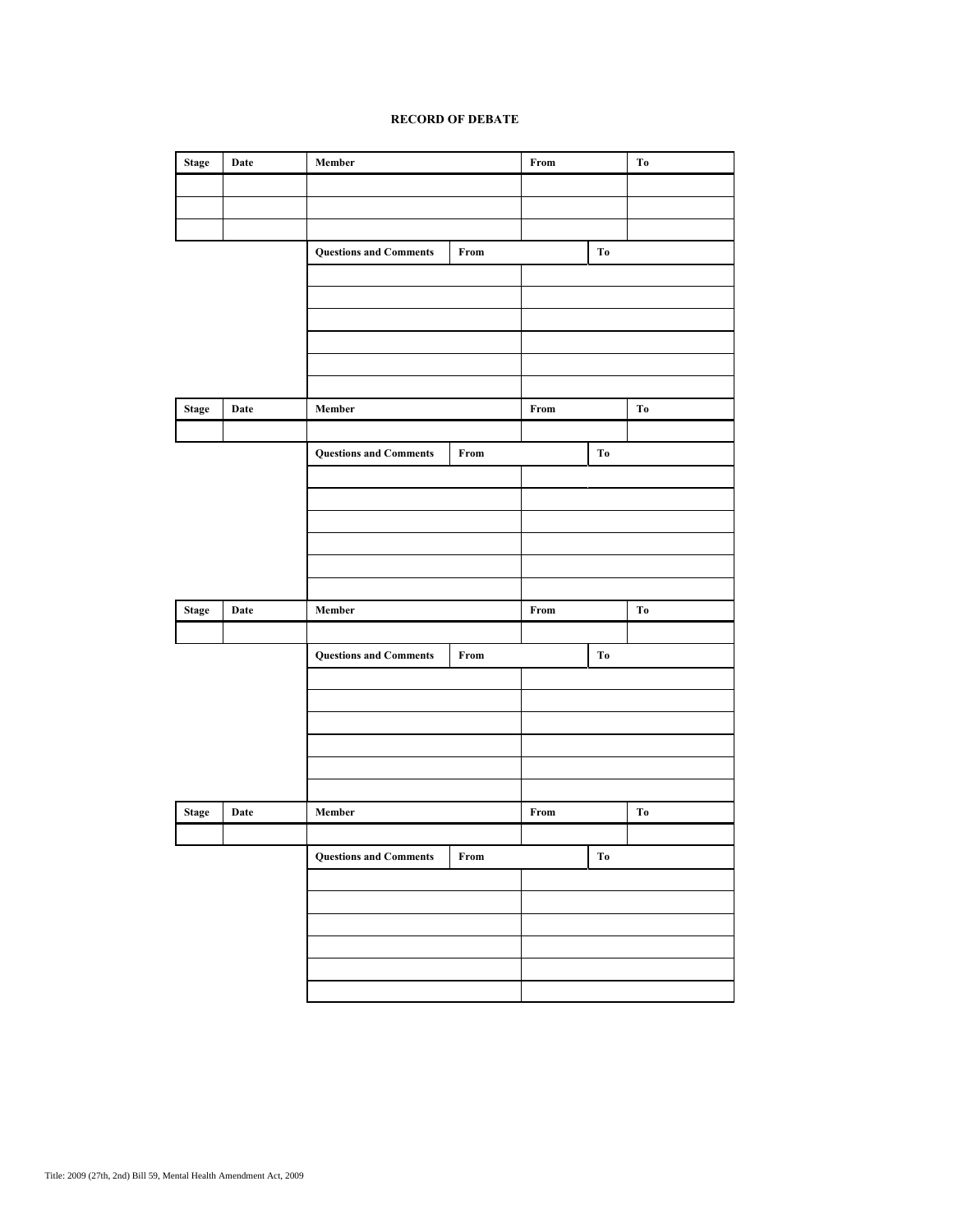**RECORD OF DEBATE**

| Stage | Date | Member | From | To |
|---|---|---|---|---|
| | | | | |
| | | | | |
| | | | | |

| Questions and Comments | From | To |
|---|---|---|
| | | |
| | | |
| | | |
| | | |
| | | |
| | | |

| Stage | Date | Member | From | To |
|---|---|---|---|---|
| | | | | |

| Questions and Comments | From | To |
|---|---|---|
| | | |
| | | |
| | | |
| | | |
| | | |
| | | |

| Stage | Date | Member | From | To |
|---|---|---|---|---|
| | | | | |

| Questions and Comments | From | To |
|---|---|---|
| | | |
| | | |
| | | |
| | | |
| | | |
| | | |

| Stage | Date | Member | From | To |
|---|---|---|---|---|
| | | | | |

| Questions and Comments | From | To |
|---|---|---|
| | | |
| | | |
| | | |
| | | |
| | | |
| | | |